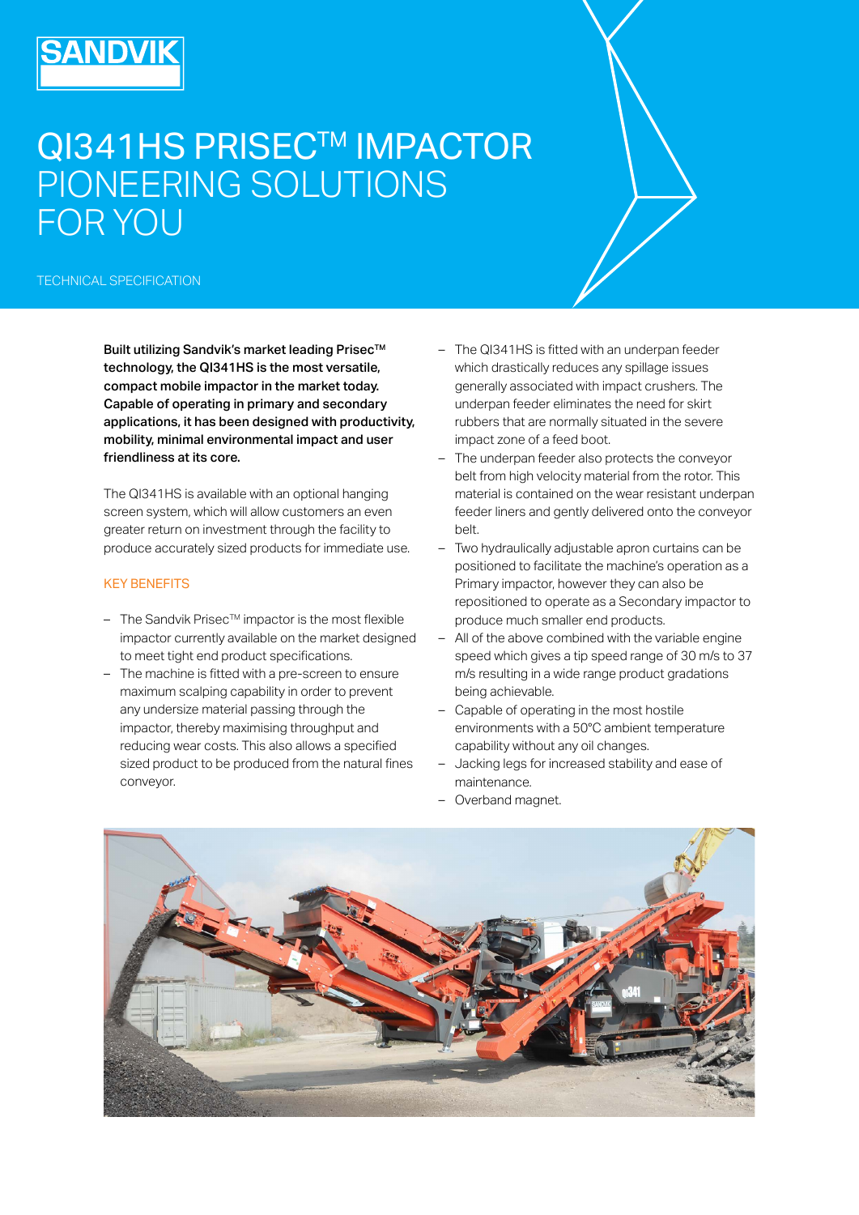SANDVIK

# QI341HS PRISEC™ IMPACTOR PIONEERING SOLUTIONS FOR YOU

TECHNICAL SPECIFICATION

**Built utilizing Sandvik's market leading Prisec™ technology, the QI341HS is the most versatile, compact mobile impactor in the market today. Capable of operating in primary and secondary applications, it has been designed with productivity, mobility, minimal environmental impact and user friendliness at its core.**

The QI341HS is available with an optional hanging screen system, which will allow customers an even greater return on investment through the facility to produce accurately sized products for immediate use.

## KEY BENEFITS

- The Sandvik Prisec™ impactor is the most flexible impactor currently available on the market designed to meet tight end product specifications.
- The machine is fitted with a pre-screen to ensure maximum scalping capability in order to prevent any undersize material passing through the impactor, thereby maximising throughput and reducing wear costs. This also allows a specified sized product to be produced from the natural fines conveyor.
- The QI341HS is fitted with an underpan feeder which drastically reduces any spillage issues generally associated with impact crushers. The underpan feeder eliminates the need for skirt rubbers that are normally situated in the severe impact zone of a feed boot.
- The underpan feeder also protects the conveyor belt from high velocity material from the rotor. This material is contained on the wear resistant underpan feeder liners and gently delivered onto the conveyor belt.
- Two hydraulically adjustable apron curtains can be positioned to facilitate the machine's operation as a Primary impactor, however they can also be repositioned to operate as a Secondary impactor to produce much smaller end products.
- All of the above combined with the variable engine speed which gives a tip speed range of 30 m/s to 37 m/s resulting in a wide range product gradations being achievable.
- Capable of operating in the most hostile environments with a 50°C ambient temperature capability without any oil changes.
- Jacking legs for increased stability and ease of maintenance.
- Overband magnet.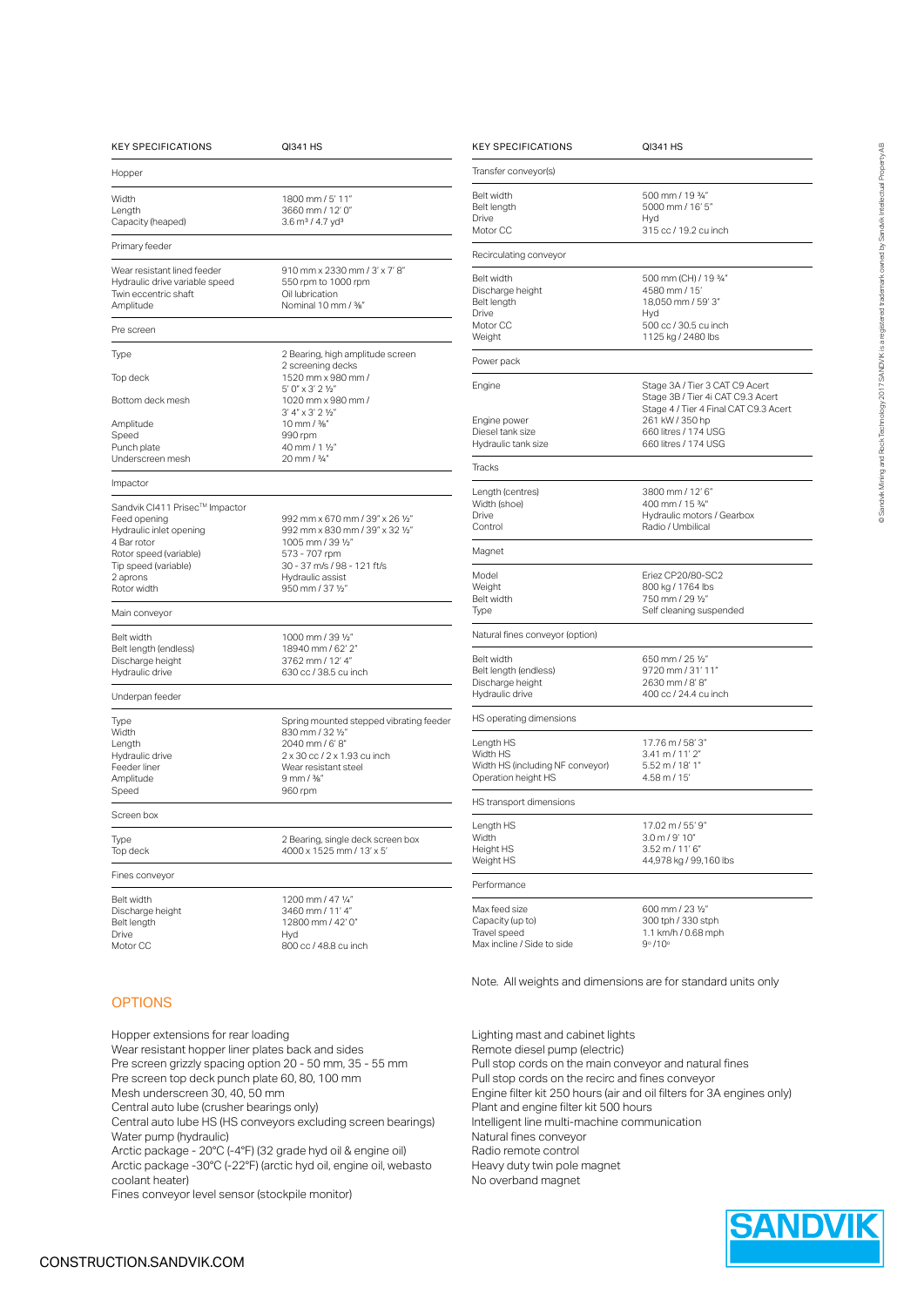| KEY SPECIFICATIONS | QI341 HS |
|---|---|
| **Hopper** | |
| Width | 1800 mm / 5' 11" |
| Length | 3660 mm / 12' 0" |
| Capacity (heaped) | 3.6 m³ / 4.7 yd³ |
| **Primary feeder** | |
| Wear resistant lined feeder | 910 mm x 2330 mm / 3' x 7' 8" |
| Hydraulic drive variable speed | 550 rpm to 1000 rpm |
| Twin eccentric shaft | Oil lubrication |
| Amplitude | Nominal 10 mm / ⅜" |
| **Pre screen** | |
| Type | 2 Bearing, high amplitude screen 2 screening decks |
| Top deck | 1520 mm x 980 mm / 5' 0" x 3' 2 ½" |
| Bottom deck mesh | 1020 mm x 980 mm / 3' 4" x 3' 2 ½" |
| Amplitude | 10 mm / ⅜" |
| Speed | 990 rpm |
| Punch plate | 40 mm / 1 ½" |
| Underscreen mesh | 20 mm / ¾" |
| **Impactor** | |
| Sandvik CI411 Prisec™ Impactor | |
| Feed opening | 992 mm x 670 mm / 39" x 26 ½" |
| Hydraulic inlet opening | 992 mm x 830 mm / 39" x 32 ½" |
| 4 Bar rotor | 1005 mm / 39 ½" |
| Rotor speed (variable) | 573 - 707 rpm |
| Tip speed (variable) | 30 - 37 m/s / 98 - 121 ft/s |
| 2 aprons | Hydraulic assist |
| Rotor width | 950 mm / 37 ½" |
| **Main conveyor** | |
| Belt width | 1000 mm / 39 ½" |
| Belt length (endless) | 18940 mm / 62' 2" |
| Discharge height | 3762 mm / 12' 4" |
| Hydraulic drive | 630 cc / 38.5 cu inch |
| **Underpan feeder** | |
| Type | Spring mounted stepped vibrating feeder |
| Width | 830 mm / 32 ½" |
| Length | 2040 mm / 6' 8" |
| Hydraulic drive | 2 x 30 cc / 2 x 1.93 cu inch |
| Feeder liner | Wear resistant steel |
| Amplitude | 9 mm / ⅜" |
| Speed | 960 rpm |
| **Screen box** | |
| Type | 2 Bearing, single deck screen box |
| Top deck | 4000 x 1525 mm / 13' x 5' |
| **Fines conveyor** | |
| Belt width | 1200 mm / 47 ¼" |
| Discharge height | 3460 mm / 11' 4" |
| Belt length | 12800 mm / 42' 0" |
| Drive | Hyd |
| Motor CC | 800 cc / 48.8 cu inch |

| KEY SPECIFICATIONS | QI341 HS |
|---|---|
| **Transfer conveyor(s)** | |
| Belt width | 500 mm / 19 ¾" |
| Belt length | 5000 mm / 16' 5" |
| Drive | Hyd |
| Motor CC | 315 cc / 19.2 cu inch |
| **Recirculating conveyor** | |
| Belt width | 500 mm (CH) / 19 ¾" |
| Discharge height | 4580 mm / 15' |
| Belt length | 18,050 mm / 59' 3" |
| Drive | Hyd |
| Motor CC | 500 cc / 30.5 cu inch |
| Weight | 1125 kg / 2480 lbs |
| **Power pack** | |
| Engine | Stage 3A / Tier 3 CAT C9 Acert<br>Stage 3B / Tier 4i CAT C9.3 Acert<br>Stage 4 / Tier 4 Final CAT C9.3 Acert |
| Engine power | 261 kW / 350 hp |
| Diesel tank size | 660 litres / 174 USG |
| Hydraulic tank size | 660 litres / 174 USG |
| **Tracks** | |
| Length (centres) | 3800 mm / 12' 6" |
| Width (shoe) | 400 mm / 15 ¾" |
| Drive | Hydraulic motors / Gearbox |
| Control | Radio / Umbilical |
| **Magnet** | |
| Model | Eriez CP20/80-SC2 |
| Weight | 800 kg / 1764 lbs |
| Belt width | 750 mm / 29 ½" |
| Type | Self cleaning suspended |
| **Natural fines conveyor (option)** | |
| Belt width | 650 mm / 25 ½" |
| Belt length (endless) | 9720 mm / 31' 11" |
| Discharge height | 2630 mm / 8' 8" |
| Hydraulic drive | 400 cc / 24.4 cu inch |
| **HS operating dimensions** | |
| Length HS | 17.76 m / 58' 3" |
| Width HS | 3.41 m / 11' 2" |
| Width HS (including NF conveyor) | 5.52 m / 18' 1" |
| Operation height HS | 4.58 m / 15' |
| **HS transport dimensions** | |
| Length HS | 17.02 m / 55' 9" |
| Width | 3.0 m / 9' 10" |
| Height HS | 3.52 m / 11' 6" |
| Weight HS | 44,978 kg / 99,160 lbs |
| **Performance** | |
| Max feed size | 600 mm / 23 ½" |
| Capacity (up to) | 300 tph / 330 stph |
| Travel speed | 1.1 km/h / 0.68 mph |
| Max incline / Side to side | 9° /10° |

Note. All weights and dimensions are for standard units only

## OPTIONS

Hopper extensions for rear loading
Wear resistant hopper liner plates back and sides
Pre screen grizzly spacing option 20 - 50 mm, 35 - 55 mm
Pre screen top deck punch plate 60, 80, 100 mm
Mesh underscreen 30, 40, 50 mm
Central auto lube (crusher bearings only)
Central auto lube HS (HS conveyors excluding screen bearings)
Water pump (hydraulic)
Arctic package - 20°C (-4°F) (32 grade hyd oil & engine oil)
Arctic package -30°C (-22°F) (arctic hyd oil, engine oil, webasto coolant heater)
Fines conveyor level sensor (stockpile monitor)
Lighting mast and cabinet lights
Remote diesel pump (electric)
Pull stop cords on the main conveyor and natural fines
Pull stop cords on the recirc and fines conveyor
Engine filter kit 250 hours (air and oil filters for 3A engines only)
Plant and engine filter kit 500 hours
Intelligent line multi-machine communication
Natural fines conveyor
Radio remote control
Heavy duty twin pole magnet
No overband magnet

© Sandvik Mining and Rock Technology 2017 SANDVIK is a registered trademark owned by Sandvik Intellectual Property AB

CONSTRUCTION.SANDVIK.COM

SANDVIK